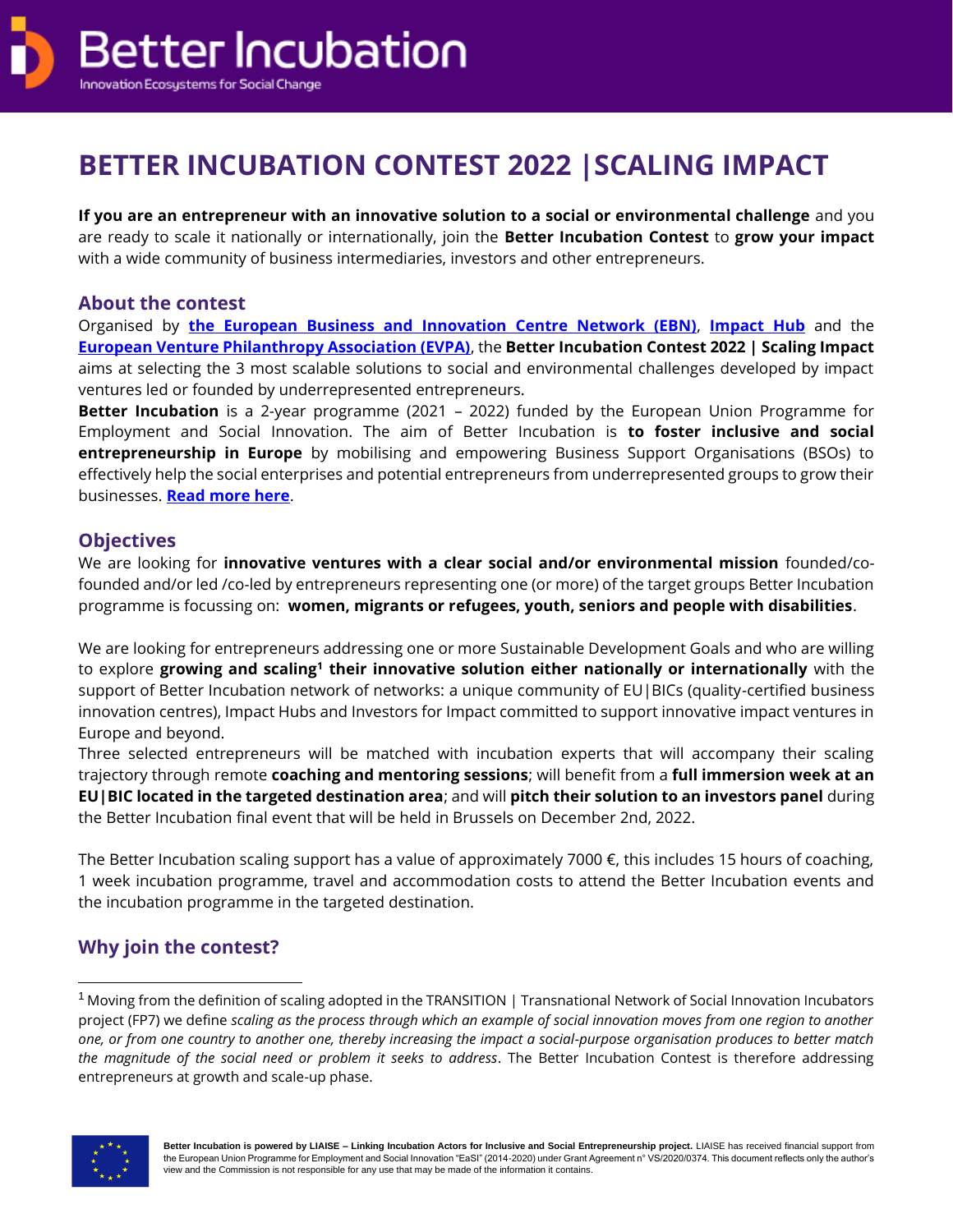# BETTER INCUBATION CONTEST 2022 |SCALING IMPACT

**If you are an entrepreneur with an innovative solution to a social or environmental challenge** and you are ready to scale it nationally or internationally, join the **Better Incubation Contest** to **grow your impact** with a wide community of business intermediaries, investors and other entrepreneurs.

## About the contest

Organised by **the European Business and Innovation Centre Network (EBN)**, **Impact Hub** and the **European Venture Philanthropy Association (EVPA)**, the **Better Incubation Contest 2022 | Scaling Impact** aims at selecting the 3 most scalable solutions to social and environmental challenges developed by impact ventures led or founded by underrepresented entrepreneurs.

**Better Incubation** is a 2-year programme (2021 – 2022) funded by the European Union Programme for Employment and Social Innovation. The aim of Better Incubation is **to foster inclusive and social entrepreneurship in Europe** by mobilising and empowering Business Support Organisations (BSOs) to effectively help the social enterprises and potential entrepreneurs from underrepresented groups to grow their businesses. **Read more here**.

## Objectives

We are looking for **innovative ventures with a clear social and/or environmental mission** founded/co-founded and/or led /co-led by entrepreneurs representing one (or more) of the target groups Better Incubation programme is focussing on: **women, migrants or refugees, youth, seniors and people with disabilities**.

We are looking for entrepreneurs addressing one or more Sustainable Development Goals and who are willing to explore **growing and scaling[1] their innovative solution either nationally or internationally** with the support of Better Incubation network of networks: a unique community of EU|BICs (quality-certified business innovation centres), Impact Hubs and Investors for Impact committed to support innovative impact ventures in Europe and beyond.

Three selected entrepreneurs will be matched with incubation experts that will accompany their scaling trajectory through remote **coaching and mentoring sessions**; will benefit from a **full immersion week at an EU|BIC located in the targeted destination area**; and will **pitch their solution to an investors panel** during the Better Incubation final event that will be held in Brussels on December 2nd, 2022.

The Better Incubation scaling support has a value of approximately 7000 €, this includes 15 hours of coaching, 1 week incubation programme, travel and accommodation costs to attend the Better Incubation events and the incubation programme in the targeted destination.

## Why join the contest?

[1] Moving from the definition of scaling adopted in the TRANSITION | Transnational Network of Social Innovation Incubators project (FP7) we define *scaling as the process through which an example of social innovation moves from one region to another one, or from one country to another one, thereby increasing the impact a social-purpose organisation produces to better match the magnitude of the social need or problem it seeks to address*. The Better Incubation Contest is therefore addressing entrepreneurs at growth and scale-up phase.

**Better Incubation is powered by LIAISE – Linking Incubation Actors for Inclusive and Social Entrepreneurship project.** LIAISE has received financial support from the European Union Programme for Employment and Social Innovation "EaSI" (2014-2020) under Grant Agreement n° VS/2020/0374. This document reflects only the author's view and the Commission is not responsible for any use that may be made of the information it contains.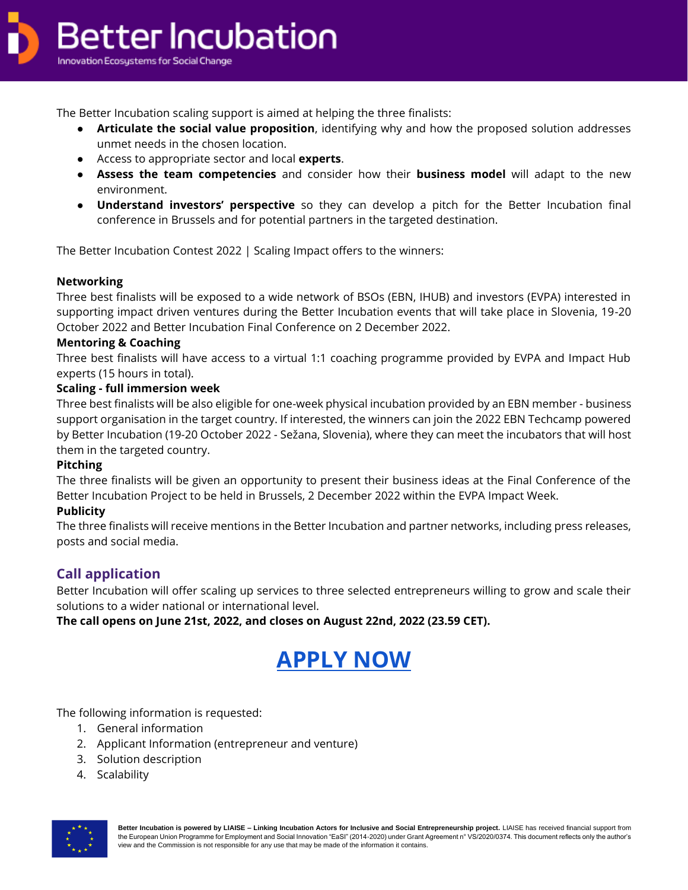The Better Incubation scaling support is aimed at helping the three finalists:

- **Articulate the social value proposition**, identifying why and how the proposed solution addresses unmet needs in the chosen location.
- Access to appropriate sector and local **experts**.
- **Assess the team competencies** and consider how their **business model** will adapt to the new environment.
- **Understand investors' perspective** so they can develop a pitch for the Better Incubation final conference in Brussels and for potential partners in the targeted destination.

The Better Incubation Contest 2022 | Scaling Impact offers to the winners:

**Networking**
Three best finalists will be exposed to a wide network of BSOs (EBN, IHUB) and investors (EVPA) interested in supporting impact driven ventures during the Better Incubation events that will take place in Slovenia, 19-20 October 2022 and Better Incubation Final Conference on 2 December 2022.

**Mentoring & Coaching**
Three best finalists will have access to a virtual 1:1 coaching programme provided by EVPA and Impact Hub experts (15 hours in total).

**Scaling - full immersion week**
Three best finalists will be also eligible for one-week physical incubation provided by an EBN member - business support organisation in the target country. If interested, the winners can join the 2022 EBN Techcamp powered by Better Incubation (19-20 October 2022 - Sežana, Slovenia), where they can meet the incubators that will host them in the targeted country.

**Pitching**
The three finalists will be given an opportunity to present their business ideas at the Final Conference of the Better Incubation Project to be held in Brussels, 2 December 2022 within the EVPA Impact Week.

**Publicity**
The three finalists will receive mentions in the Better Incubation and partner networks, including press releases, posts and social media.

## Call application

Better Incubation will offer scaling up services to three selected entrepreneurs willing to grow and scale their solutions to a wider national or international level.

**The call opens on June 21st, 2022, and closes on August 22nd, 2022 (23.59 CET).**

# APPLY NOW

The following information is requested:

1. General information
2. Applicant Information (entrepreneur and venture)
3. Solution description
4. Scalability

**Better Incubation is powered by LIAISE – Linking Incubation Actors for Inclusive and Social Entrepreneurship project.** LIAISE has received financial support from the European Union Programme for Employment and Social Innovation "EaSI" (2014-2020) under Grant Agreement n° VS/2020/0374. This document reflects only the author's view and the Commission is not responsible for any use that may be made of the information it contains.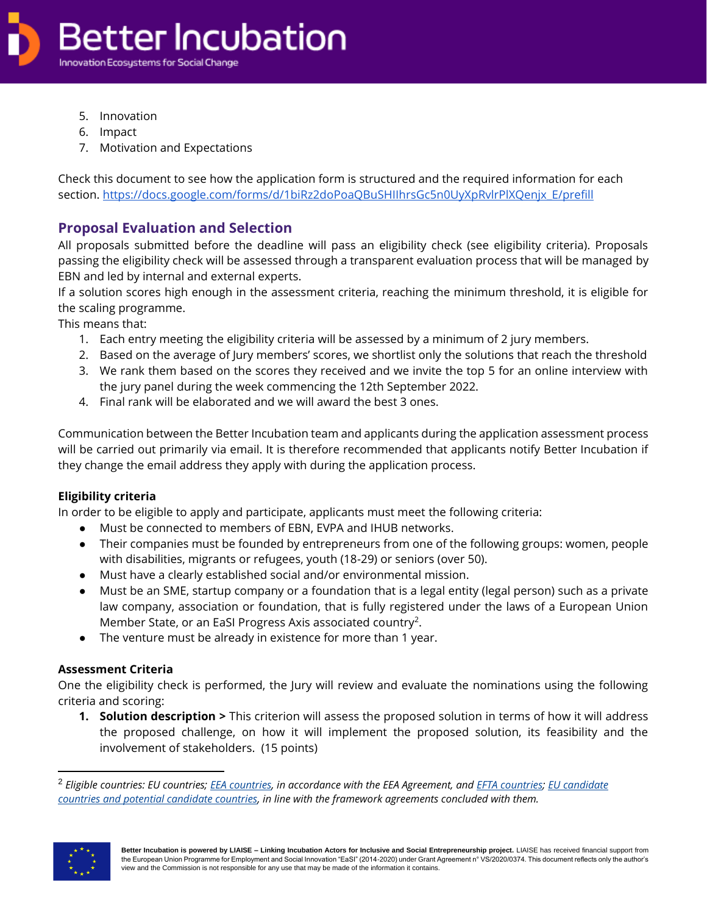5. Innovation
6. Impact
7. Motivation and Expectations

Check this document to see how the application form is structured and the required information for each section. [https://docs.google.com/forms/d/1biRz2doPoaQBuSHIlhrsGc5n0UyXpRvlrPlXQenjx_E/prefill](https://docs.google.com/forms/d/1biRz2doPoaQBuSHIlhrsGc5n0UyXpRvlrPlXQenjx_E/prefill)

## Proposal Evaluation and Selection

All proposals submitted before the deadline will pass an eligibility check (see eligibility criteria). Proposals passing the eligibility check will be assessed through a transparent evaluation process that will be managed by EBN and led by internal and external experts.

If a solution scores high enough in the assessment criteria, reaching the minimum threshold, it is eligible for the scaling programme.

This means that:

1. Each entry meeting the eligibility criteria will be assessed by a minimum of 2 jury members.
2. Based on the average of Jury members' scores, we shortlist only the solutions that reach the threshold
3. We rank them based on the scores they received and we invite the top 5 for an online interview with the jury panel during the week commencing the 12th September 2022.
4. Final rank will be elaborated and we will award the best 3 ones.

Communication between the Better Incubation team and applicants during the application assessment process will be carried out primarily via email. It is therefore recommended that applicants notify Better Incubation if they change the email address they apply with during the application process.

### Eligibility criteria

In order to be eligible to apply and participate, applicants must meet the following criteria:

- Must be connected to members of EBN, EVPA and IHUB networks.
- Their companies must be founded by entrepreneurs from one of the following groups: women, people with disabilities, migrants or refugees, youth (18-29) or seniors (over 50).
- Must have a clearly established social and/or environmental mission.
- Must be an SME, startup company or a foundation that is a legal entity (legal person) such as a private law company, association or foundation, that is fully registered under the laws of a European Union Member State, or an EaSI Progress Axis associated country[2].
- The venture must be already in existence for more than 1 year.

### Assessment Criteria

One the eligibility check is performed, the Jury will review and evaluate the nominations using the following criteria and scoring:

1. **Solution description >** This criterion will assess the proposed solution in terms of how it will address the proposed challenge, on how it will implement the proposed solution, its feasibility and the involvement of stakeholders. (15 points)

---

[2] *Eligible countries: EU countries; [EEA countries](#), in accordance with the EEA Agreement, and [EFTA countries](#); [EU candidate countries and potential candidate countries](#), in line with the framework agreements concluded with them.*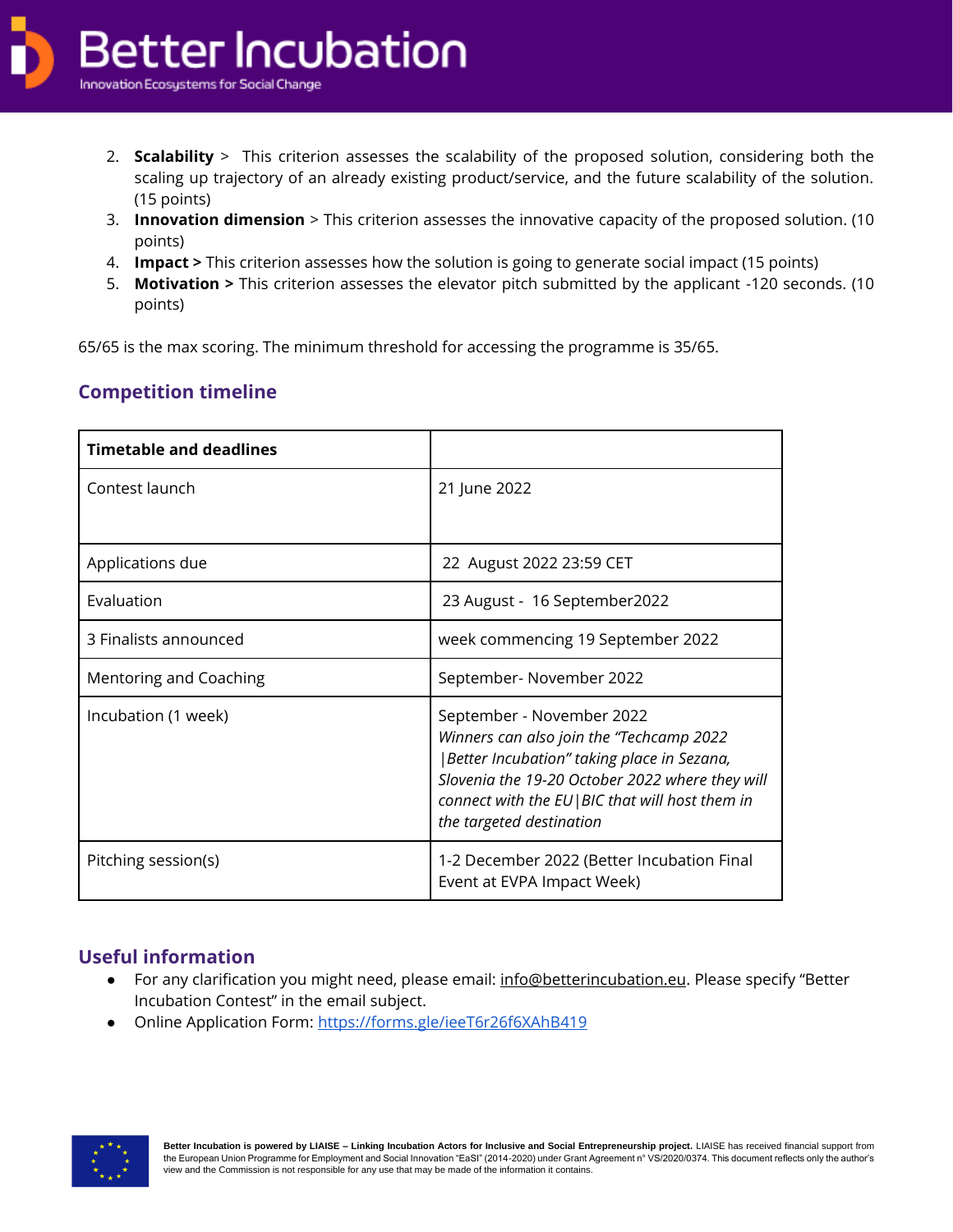2. **Scalability** > This criterion assesses the scalability of the proposed solution, considering both the scaling up trajectory of an already existing product/service, and the future scalability of the solution. (15 points)
3. **Innovation dimension** > This criterion assesses the innovative capacity of the proposed solution. (10 points)
4. **Impact >** This criterion assesses how the solution is going to generate social impact (15 points)
5. **Motivation >** This criterion assesses the elevator pitch submitted by the applicant -120 seconds. (10 points)

65/65 is the max scoring. The minimum threshold for accessing the programme is 35/65.

## Competition timeline

| **Timetable and deadlines** | |
|---|---|
| Contest launch | 21 June 2022 |
| Applications due | 22 August 2022 23:59 CET |
| Evaluation | 23 August - 16 September2022 |
| 3 Finalists announced | week commencing 19 September 2022 |
| Mentoring and Coaching | September- November 2022 |
| Incubation (1 week) | September - November 2022<br>*Winners can also join the "Techcamp 2022 \|Better Incubation" taking place in Sezana, Slovenia the 19-20 October 2022 where they will connect with the EU\|BIC that will host them in the targeted destination* |
| Pitching session(s) | 1-2 December 2022 (Better Incubation Final Event at EVPA Impact Week) |

## Useful information

- For any clarification you might need, please email: info@betterincubation.eu. Please specify "Better Incubation Contest" in the email subject.
- Online Application Form: https://forms.gle/ieeT6r26f6XAhB419

**Better Incubation is powered by LIAISE – Linking Incubation Actors for Inclusive and Social Entrepreneurship project.** LIAISE has received financial support from the European Union Programme for Employment and Social Innovation "EaSI" (2014-2020) under Grant Agreement n° VS/2020/0374. This document reflects only the author's view and the Commission is not responsible for any use that may be made of the information it contains.